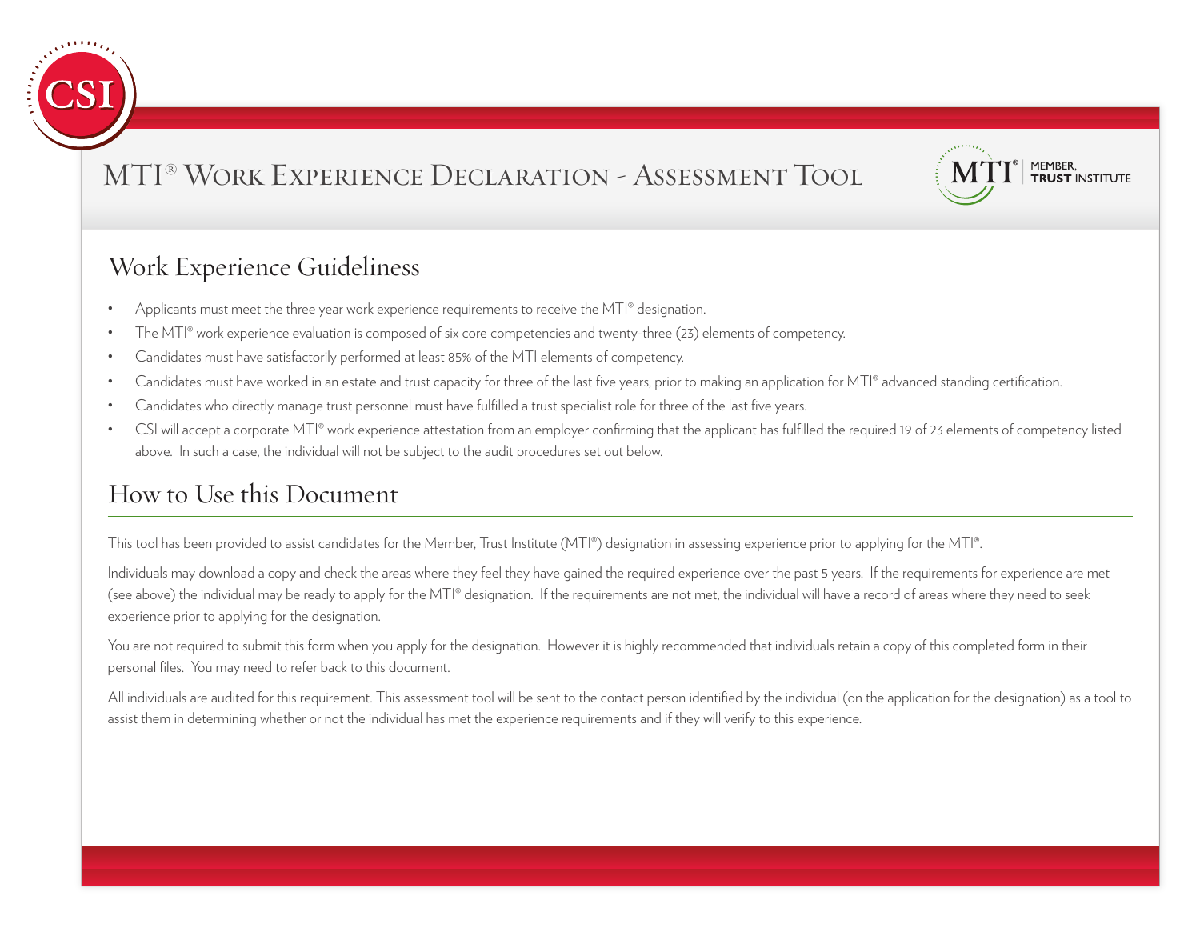# MTI® Work Experience Declaration - Assessment Tool

## Work Experience Guideliness

- Applicants must meet the three year work experience requirements to receive the MTI® designation.
- The MTI® work experience evaluation is composed of six core competencies and twenty-three (23) elements of competency.
- Candidates must have satisfactorily performed at least 85% of the MTI elements of competency.
- Candidates must have worked in an estate and trust capacity for three of the last five years, prior to making an application for MTI® advanced standing certification.
- Candidates who directly manage trust personnel must have fulfilled a trust specialist role for three of the last five years.
- CSI will accept a corporate MTI® work experience attestation from an employer confirming that the applicant has fulfilled the required 19 of 23 elements of competency listed above. In such a case, the individual will not be subject to the audit procedures set out below.

## How to Use this Document

This tool has been provided to assist candidates for the Member, Trust Institute (MTI®) designation in assessing experience prior to applying for the MTI®.

Individuals may download a copy and check the areas where they feel they have gained the required experience over the past 5 years. If the requirements for experience are met (see above) the individual may be ready to apply for the MTI® designation. If the requirements are not met, the individual will have a record of areas where they need to seek experience prior to applying for the designation.

You are not required to submit this form when you apply for the designation. However it is highly recommended that individuals retain a copy of this completed form in their personal files. You may need to refer back to this document.

All individuals are audited for this requirement. This assessment tool will be sent to the contact person identified by the individual (on the application for the designation) as a tool to assist them in determining whether or not the individual has met the experience requirements and if they will verify to this experience.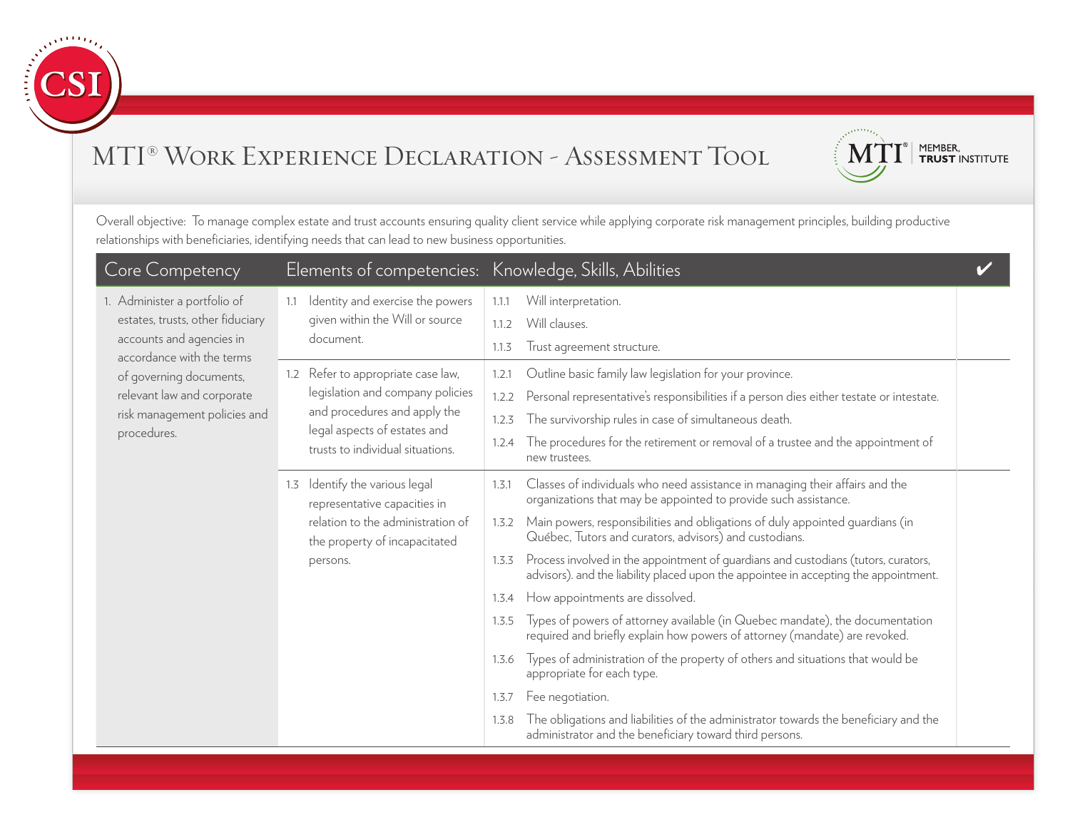# MTI® Work Experience Declaration - Assessment Tool

MEMBER, TRUST INSTITUTE

Overall objective: To manage complex estate and trust accounts ensuring quality client service while applying corporate risk management principles, building productive relationships with beneficiaries, identifying needs that can lead to new business opportunities.

| Core Competency | Elements of competencies: | Knowledge, Skills, Abilities | ✔ |
|---|---|---|---|
| 1. Administer a portfolio of estates, trusts, other fiduciary accounts and agencies in accordance with the terms of governing documents, relevant law and corporate risk management policies and procedures. | 1.1 Identity and exercise the powers given within the Will or source document. | 1.1.1 Will interpretation. | |
| | | 1.1.2 Will clauses. | |
| | | 1.1.3 Trust agreement structure. | |
| | 1.2 Refer to appropriate case law, legislation and company policies and procedures and apply the legal aspects of estates and trusts to individual situations. | 1.2.1 Outline basic family law legislation for your province. | |
| | | 1.2.2 Personal representative's responsibilities if a person dies either testate or intestate. | |
| | | 1.2.3 The survivorship rules in case of simultaneous death. | |
| | | 1.2.4 The procedures for the retirement or removal of a trustee and the appointment of new trustees. | |
| | 1.3 Identify the various legal representative capacities in relation to the administration of the property of incapacitated persons. | 1.3.1 Classes of individuals who need assistance in managing their affairs and the organizations that may be appointed to provide such assistance. | |
| | | 1.3.2 Main powers, responsibilities and obligations of duly appointed guardians (in Québec, Tutors and curators, advisors) and custodians. | |
| | | 1.3.3 Process involved in the appointment of guardians and custodians (tutors, curators, advisors). and the liability placed upon the appointee in accepting the appointment. | |
| | | 1.3.4 How appointments are dissolved. | |
| | | 1.3.5 Types of powers of attorney available (in Quebec mandate), the documentation required and briefly explain how powers of attorney (mandate) are revoked. | |
| | | 1.3.6 Types of administration of the property of others and situations that would be appropriate for each type. | |
| | | 1.3.7 Fee negotiation. | |
| | | 1.3.8 The obligations and liabilities of the administrator towards the beneficiary and the administrator and the beneficiary toward third persons. | |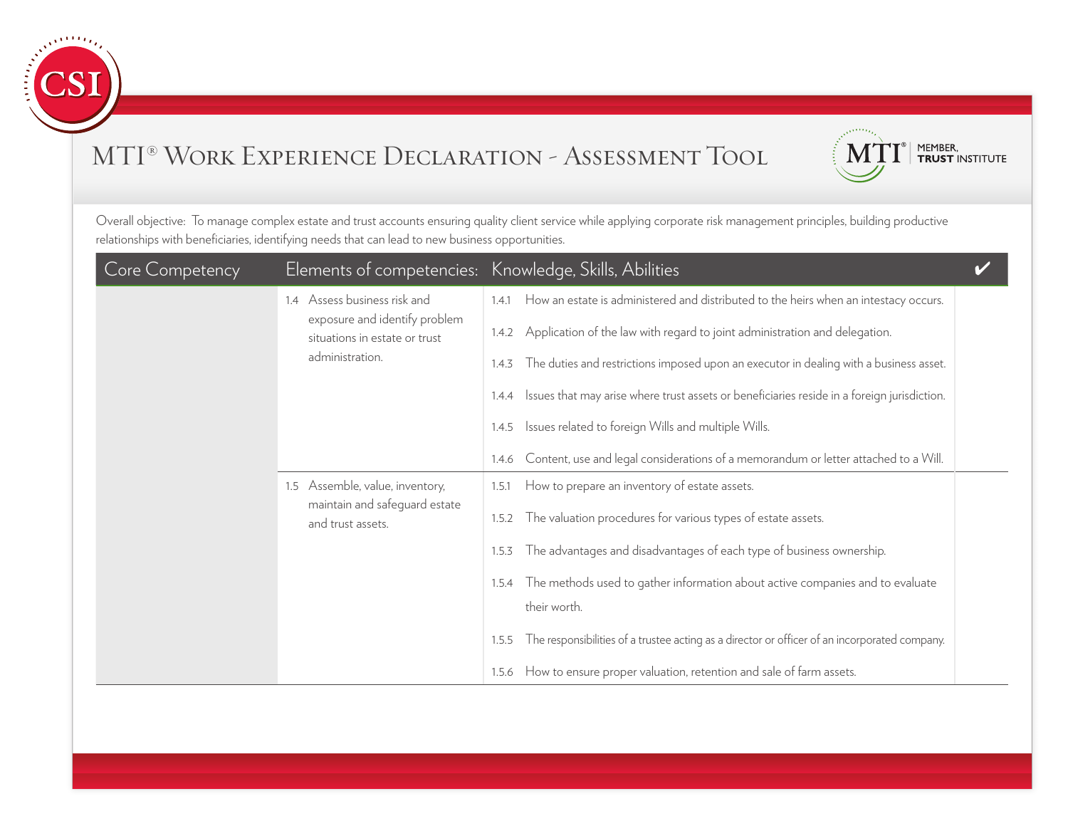# MTI® Work Experience Declaration - Assessment Tool

Overall objective: To manage complex estate and trust accounts ensuring quality client service while applying corporate risk management principles, building productive relationships with beneficiaries, identifying needs that can lead to new business opportunities.

| Core Competency | Elements of competencies: | Knowledge, Skills, Abilities | ✔ |
|---|---|---|---|
| | 1.4 Assess business risk and exposure and identify problem situations in estate or trust administration. | 1.4.1 How an estate is administered and distributed to the heirs when an intestacy occurs. | |
| | | 1.4.2 Application of the law with regard to joint administration and delegation. | |
| | | 1.4.3 The duties and restrictions imposed upon an executor in dealing with a business asset. | |
| | | 1.4.4 Issues that may arise where trust assets or beneficiaries reside in a foreign jurisdiction. | |
| | | 1.4.5 Issues related to foreign Wills and multiple Wills. | |
| | | 1.4.6 Content, use and legal considerations of a memorandum or letter attached to a Will. | |
| | 1.5 Assemble, value, inventory, maintain and safeguard estate and trust assets. | 1.5.1 How to prepare an inventory of estate assets. | |
| | | 1.5.2 The valuation procedures for various types of estate assets. | |
| | | 1.5.3 The advantages and disadvantages of each type of business ownership. | |
| | | 1.5.4 The methods used to gather information about active companies and to evaluate their worth. | |
| | | 1.5.5 The responsibilities of a trustee acting as a director or officer of an incorporated company. | |
| | | 1.5.6 How to ensure proper valuation, retention and sale of farm assets. | |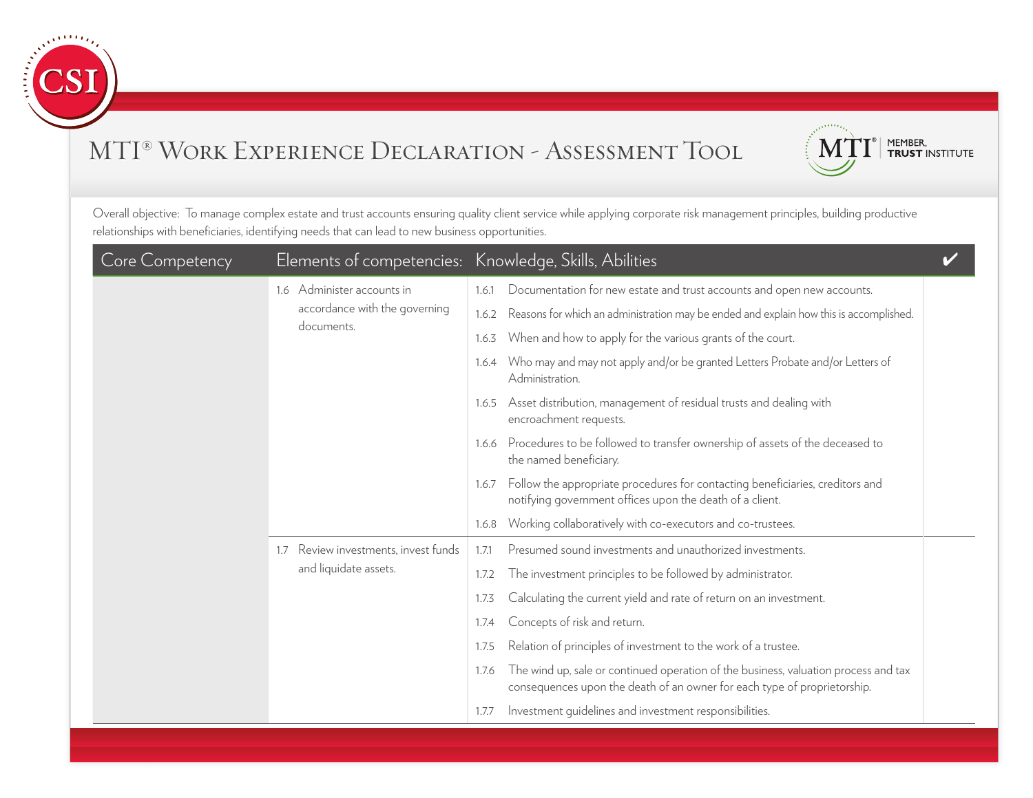# MTI® Work Experience Declaration - Assessment Tool

Overall objective: To manage complex estate and trust accounts ensuring quality client service while applying corporate risk management principles, building productive relationships with beneficiaries, identifying needs that can lead to new business opportunities.

| Core Competency | Elements of competencies: | Knowledge, Skills, Abilities | ✔ |
|---|---|---|---|
| | 1.6 Administer accounts in accordance with the governing documents. | 1.6.1 Documentation for new estate and trust accounts and open new accounts. | |
| | | 1.6.2 Reasons for which an administration may be ended and explain how this is accomplished. | |
| | | 1.6.3 When and how to apply for the various grants of the court. | |
| | | 1.6.4 Who may and may not apply and/or be granted Letters Probate and/or Letters of Administration. | |
| | | 1.6.5 Asset distribution, management of residual trusts and dealing with encroachment requests. | |
| | | 1.6.6 Procedures to be followed to transfer ownership of assets of the deceased to the named beneficiary. | |
| | | 1.6.7 Follow the appropriate procedures for contacting beneficiaries, creditors and notifying government offices upon the death of a client. | |
| | | 1.6.8 Working collaboratively with co-executors and co-trustees. | |
| | 1.7 Review investments, invest funds and liquidate assets. | 1.7.1 Presumed sound investments and unauthorized investments. | |
| | | 1.7.2 The investment principles to be followed by administrator. | |
| | | 1.7.3 Calculating the current yield and rate of return on an investment. | |
| | | 1.7.4 Concepts of risk and return. | |
| | | 1.7.5 Relation of principles of investment to the work of a trustee. | |
| | | 1.7.6 The wind up, sale or continued operation of the business, valuation process and tax consequences upon the death of an owner for each type of proprietorship. | |
| | | 1.7.7 Investment guidelines and investment responsibilities. | |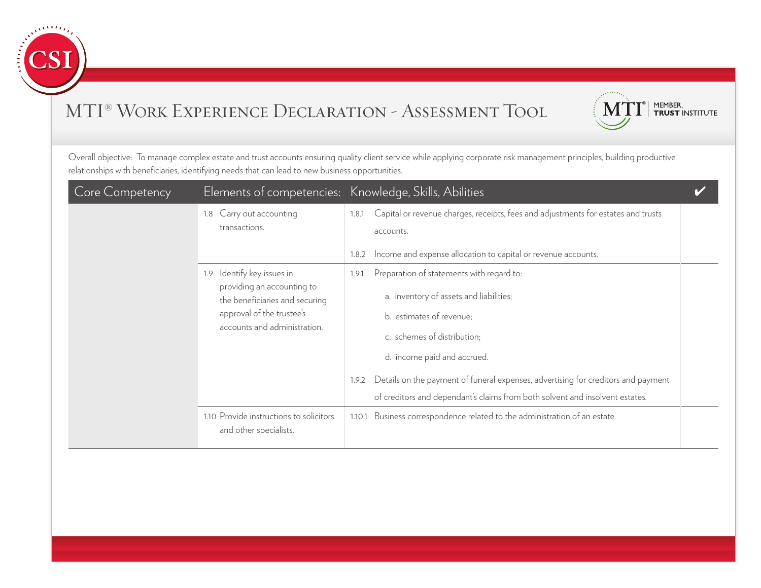# MTI® Work Experience Declaration - Assessment Tool

Overall objective: To manage complex estate and trust accounts ensuring quality client service while applying corporate risk management principles, building productive relationships with beneficiaries, identifying needs that can lead to new business opportunities.

| Core Competency | Elements of competencies: | Knowledge, Skills, Abilities | ✔ |
|---|---|---|---|
| | 1.8 Carry out accounting transactions. | 1.8.1 Capital or revenue charges, receipts, fees and adjustments for estates and trusts accounts.<br>1.8.2 Income and expense allocation to capital or revenue accounts. | |
| | 1.9 Identify key issues in providing an accounting to the beneficiaries and securing approval of the trustee's accounts and administration. | 1.9.1 Preparation of statements with regard to:<br>a. inventory of assets and liabilities;<br>b. estimates of revenue;<br>c. schemes of distribution;<br>d. income paid and accrued.<br>1.9.2 Details on the payment of funeral expenses, advertising for creditors and payment of creditors and dependant's claims from both solvent and insolvent estates. | |
| | 1.10 Provide instructions to solicitors and other specialists. | 1.10.1 Business correspondence related to the administration of an estate. | |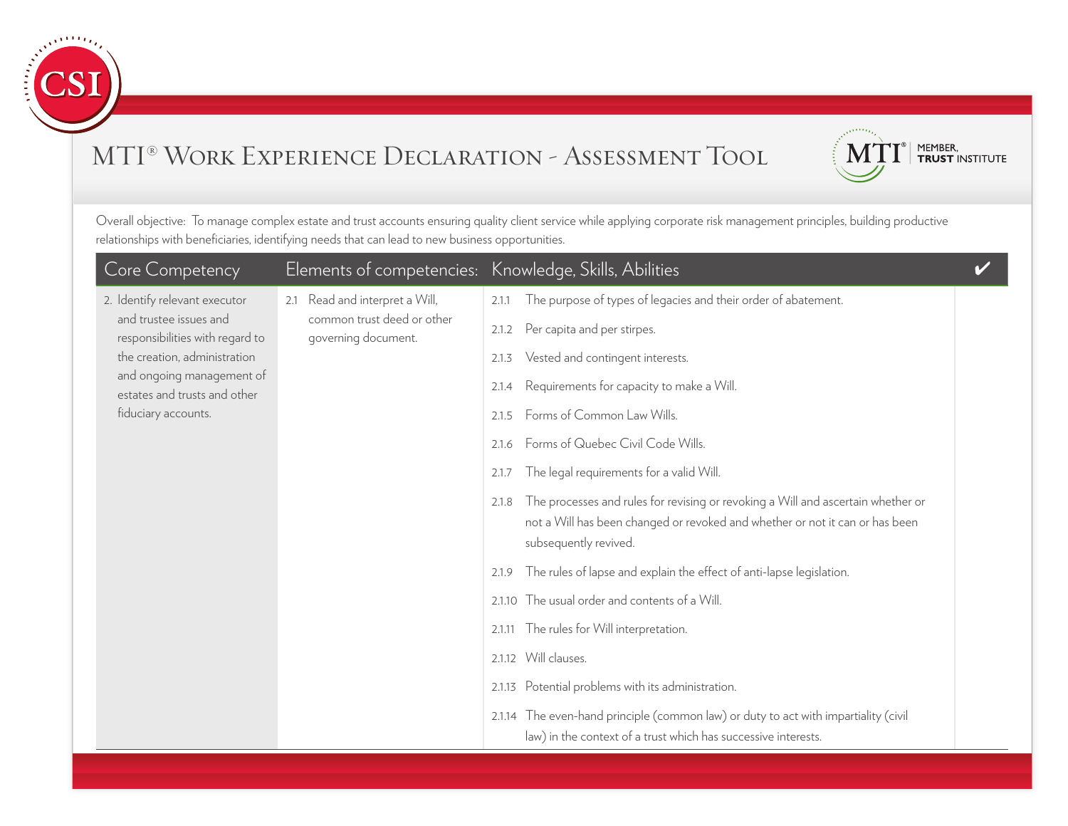# MTI® Work Experience Declaration - Assessment Tool

Overall objective: To manage complex estate and trust accounts ensuring quality client service while applying corporate risk management principles, building productive relationships with beneficiaries, identifying needs that can lead to new business opportunities.

| Core Competency | Elements of competencies: | Knowledge, Skills, Abilities | ✔ |
|---|---|---|---|
| 2. Identify relevant executor and trustee issues and responsibilities with regard to the creation, administration and ongoing management of estates and trusts and other fiduciary accounts. | 2.1 Read and interpret a Will, common trust deed or other governing document. | 2.1.1 The purpose of types of legacies and their order of abatement. | |
| | | 2.1.2 Per capita and per stirpes. | |
| | | 2.1.3 Vested and contingent interests. | |
| | | 2.1.4 Requirements for capacity to make a Will. | |
| | | 2.1.5 Forms of Common Law Wills. | |
| | | 2.1.6 Forms of Quebec Civil Code Wills. | |
| | | 2.1.7 The legal requirements for a valid Will. | |
| | | 2.1.8 The processes and rules for revising or revoking a Will and ascertain whether or not a Will has been changed or revoked and whether or not it can or has been subsequently revived. | |
| | | 2.1.9 The rules of lapse and explain the effect of anti-lapse legislation. | |
| | | 2.1.10 The usual order and contents of a Will. | |
| | | 2.1.11 The rules for Will interpretation. | |
| | | 2.1.12 Will clauses. | |
| | | 2.1.13 Potential problems with its administration. | |
| | | 2.1.14 The even-hand principle (common law) or duty to act with impartiality (civil law) in the context of a trust which has successive interests. | |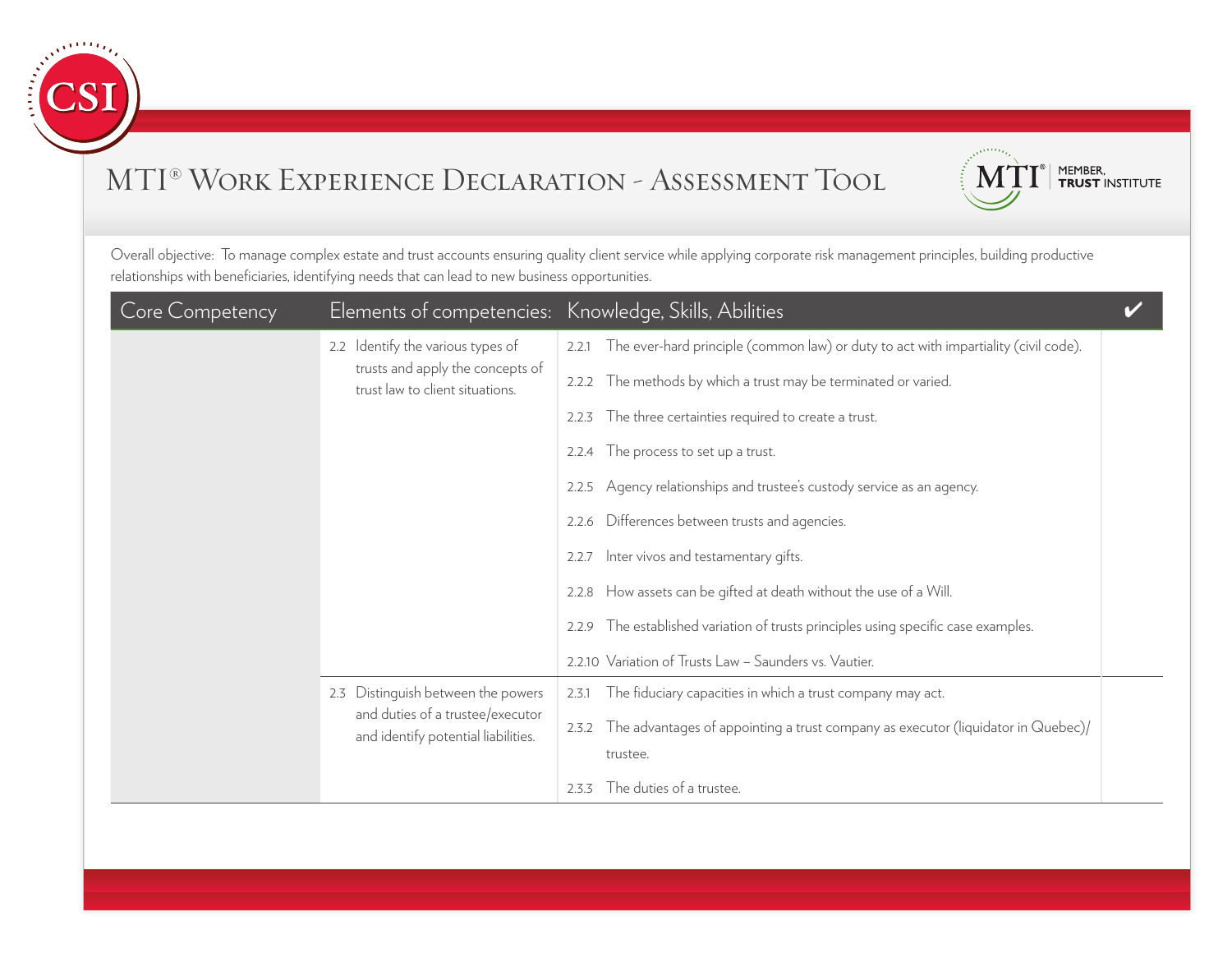# MTI® Work Experience Declaration - Assessment Tool

Overall objective: To manage complex estate and trust accounts ensuring quality client service while applying corporate risk management principles, building productive relationships with beneficiaries, identifying needs that can lead to new business opportunities.

| Core Competency | Elements of competencies: | Knowledge, Skills, Abilities | ✔ |
|---|---|---|---|
| | 2.2 Identify the various types of trusts and apply the concepts of trust law to client situations. | 2.2.1 The ever-hard principle (common law) or duty to act with impartiality (civil code). | |
| | | 2.2.2 The methods by which a trust may be terminated or varied. | |
| | | 2.2.3 The three certainties required to create a trust. | |
| | | 2.2.4 The process to set up a trust. | |
| | | 2.2.5 Agency relationships and trustee's custody service as an agency. | |
| | | 2.2.6 Differences between trusts and agencies. | |
| | | 2.2.7 Inter vivos and testamentary gifts. | |
| | | 2.2.8 How assets can be gifted at death without the use of a Will. | |
| | | 2.2.9 The established variation of trusts principles using specific case examples. | |
| | | 2.2.10 Variation of Trusts Law – Saunders vs. Vautier. | |
| | 2.3 Distinguish between the powers and duties of a trustee/executor and identify potential liabilities. | 2.3.1 The fiduciary capacities in which a trust company may act. | |
| | | 2.3.2 The advantages of appointing a trust company as executor (liquidator in Quebec)/ trustee. | |
| | | 2.3.3 The duties of a trustee. | |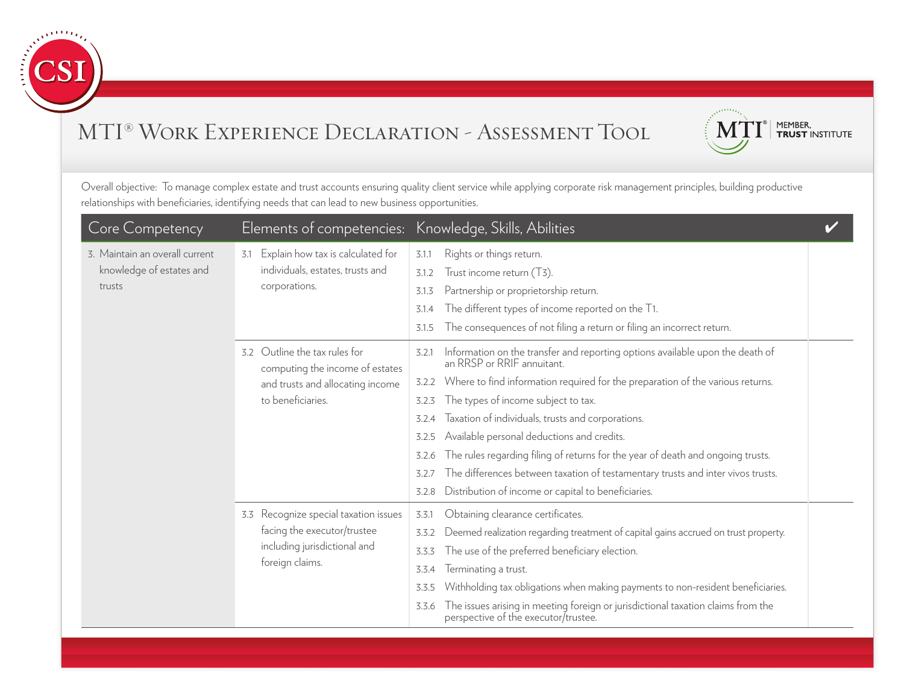# MTI® Work Experience Declaration - Assessment Tool

Overall objective: To manage complex estate and trust accounts ensuring quality client service while applying corporate risk management principles, building productive relationships with beneficiaries, identifying needs that can lead to new business opportunities.

| Core Competency | Elements of competencies: | Knowledge, Skills, Abilities | ✔ |
|---|---|---|---|
| 3. Maintain an overall current knowledge of estates and trusts | 3.1 Explain how tax is calculated for individuals, estates, trusts and corporations. | 3.1.1 Rights or things return.<br>3.1.2 Trust income return (T3).<br>3.1.3 Partnership or proprietorship return.<br>3.1.4 The different types of income reported on the T1.<br>3.1.5 The consequences of not filing a return or filing an incorrect return. | |
| | 3.2 Outline the tax rules for computing the income of estates and trusts and allocating income to beneficiaries. | 3.2.1 Information on the transfer and reporting options available upon the death of an RRSP or RRIF annuitant.<br>3.2.2 Where to find information required for the preparation of the various returns.<br>3.2.3 The types of income subject to tax.<br>3.2.4 Taxation of individuals, trusts and corporations.<br>3.2.5 Available personal deductions and credits.<br>3.2.6 The rules regarding filing of returns for the year of death and ongoing trusts.<br>3.2.7 The differences between taxation of testamentary trusts and inter vivos trusts.<br>3.2.8 Distribution of income or capital to beneficiaries. | |
| | 3.3 Recognize special taxation issues facing the executor/trustee including jurisdictional and foreign claims. | 3.3.1 Obtaining clearance certificates.<br>3.3.2 Deemed realization regarding treatment of capital gains accrued on trust property.<br>3.3.3 The use of the preferred beneficiary election.<br>3.3.4 Terminating a trust.<br>3.3.5 Withholding tax obligations when making payments to non-resident beneficiaries.<br>3.3.6 The issues arising in meeting foreign or jurisdictional taxation claims from the perspective of the executor/trustee. | |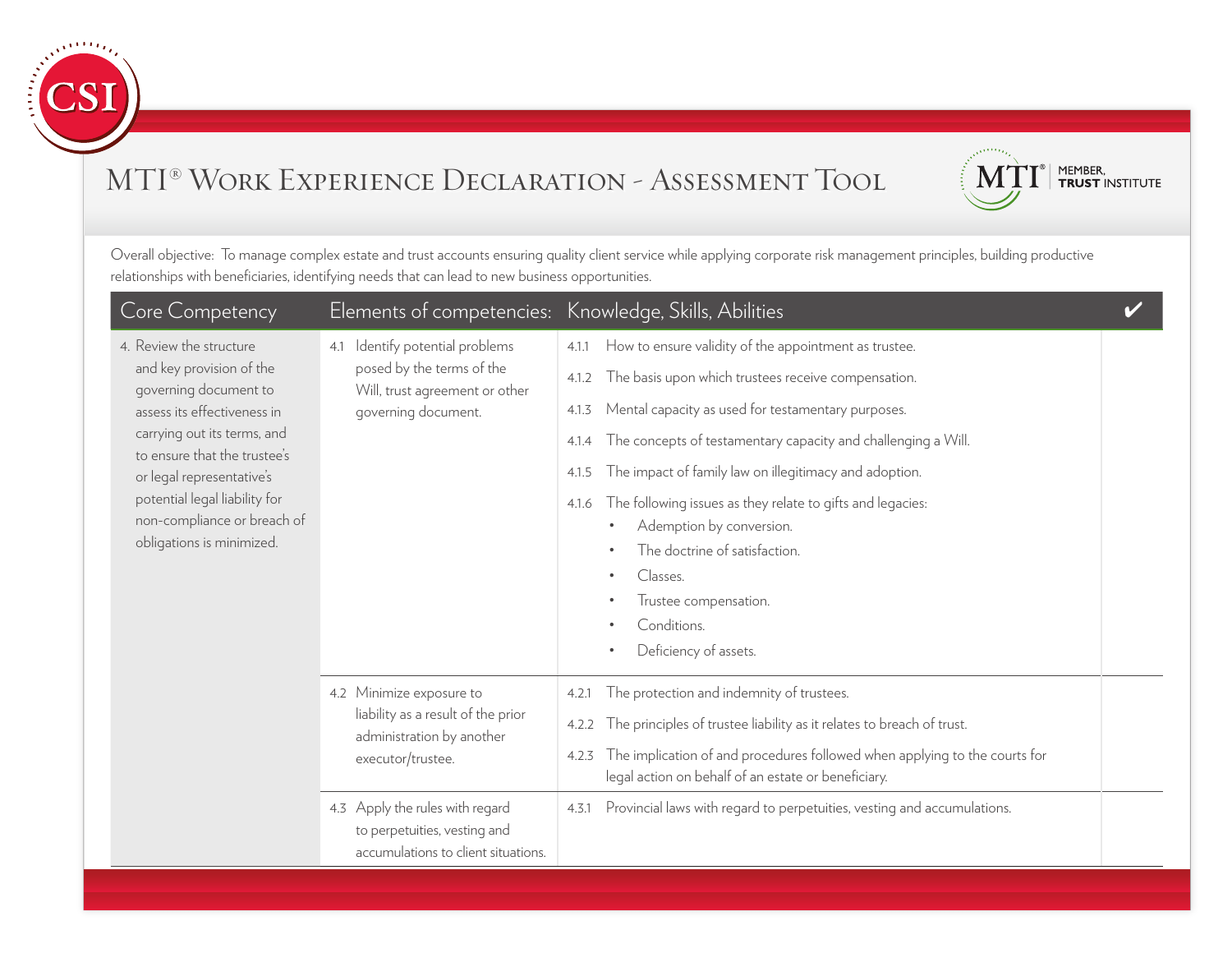# MTI® Work Experience Declaration - Assessment Tool

Overall objective: To manage complex estate and trust accounts ensuring quality client service while applying corporate risk management principles, building productive relationships with beneficiaries, identifying needs that can lead to new business opportunities.

| Core Competency | Elements of competencies: | Knowledge, Skills, Abilities | ✔ |
|---|---|---|---|
| 4. Review the structure and key provision of the governing document to assess its effectiveness in carrying out its terms, and to ensure that the trustee's or legal representative's potential legal liability for non-compliance or breach of obligations is minimized. | 4.1 Identify potential problems posed by the terms of the Will, trust agreement or other governing document. | 4.1.1 How to ensure validity of the appointment as trustee.<br>4.1.2 The basis upon which trustees receive compensation.<br>4.1.3 Mental capacity as used for testamentary purposes.<br>4.1.4 The concepts of testamentary capacity and challenging a Will.<br>4.1.5 The impact of family law on illegitimacy and adoption.<br>4.1.6 The following issues as they relate to gifts and legacies:<br>• Ademption by conversion.<br>• The doctrine of satisfaction.<br>• Classes.<br>• Trustee compensation.<br>• Conditions.<br>• Deficiency of assets. | |
| | 4.2 Minimize exposure to liability as a result of the prior administration by another executor/trustee. | 4.2.1 The protection and indemnity of trustees.<br>4.2.2 The principles of trustee liability as it relates to breach of trust.<br>4.2.3 The implication of and procedures followed when applying to the courts for legal action on behalf of an estate or beneficiary. | |
| | 4.3 Apply the rules with regard to perpetuities, vesting and accumulations to client situations. | 4.3.1 Provincial laws with regard to perpetuities, vesting and accumulations. | |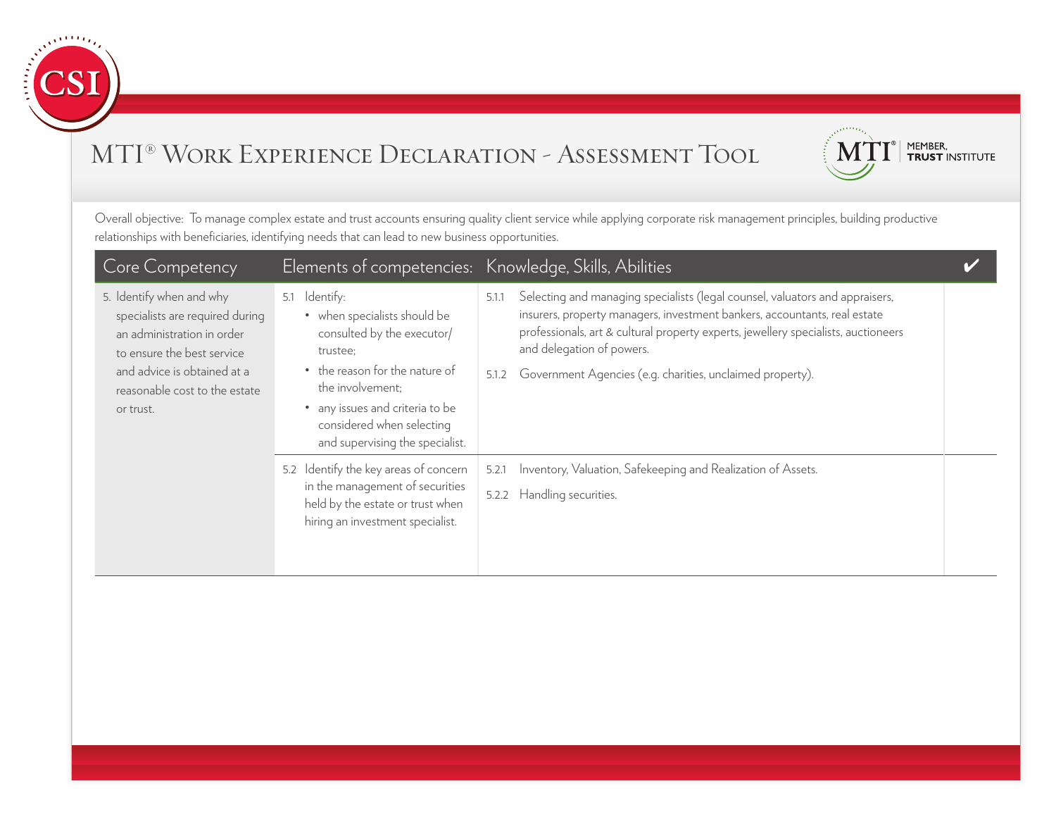# MTI® Work Experience Declaration - Assessment Tool

Overall objective: To manage complex estate and trust accounts ensuring quality client service while applying corporate risk management principles, building productive relationships with beneficiaries, identifying needs that can lead to new business opportunities.

| Core Competency | Elements of competencies: | Knowledge, Skills, Abilities | ✔ |
|---|---|---|---|
| 5. Identify when and why specialists are required during an administration in order to ensure the best service and advice is obtained at a reasonable cost to the estate or trust. | 5.1 Identify:<br>• when specialists should be consulted by the executor/trustee;<br>• the reason for the nature of the involvement;<br>• any issues and criteria to be considered when selecting and supervising the specialist. | 5.1.1 Selecting and managing specialists (legal counsel, valuators and appraisers, insurers, property managers, investment bankers, accountants, real estate professionals, art & cultural property experts, jewellery specialists, auctioneers and delegation of powers.<br>5.1.2 Government Agencies (e.g. charities, unclaimed property). | |
| | 5.2 Identify the key areas of concern in the management of securities held by the estate or trust when hiring an investment specialist. | 5.2.1 Inventory, Valuation, Safekeeping and Realization of Assets.<br>5.2.2 Handling securities. | |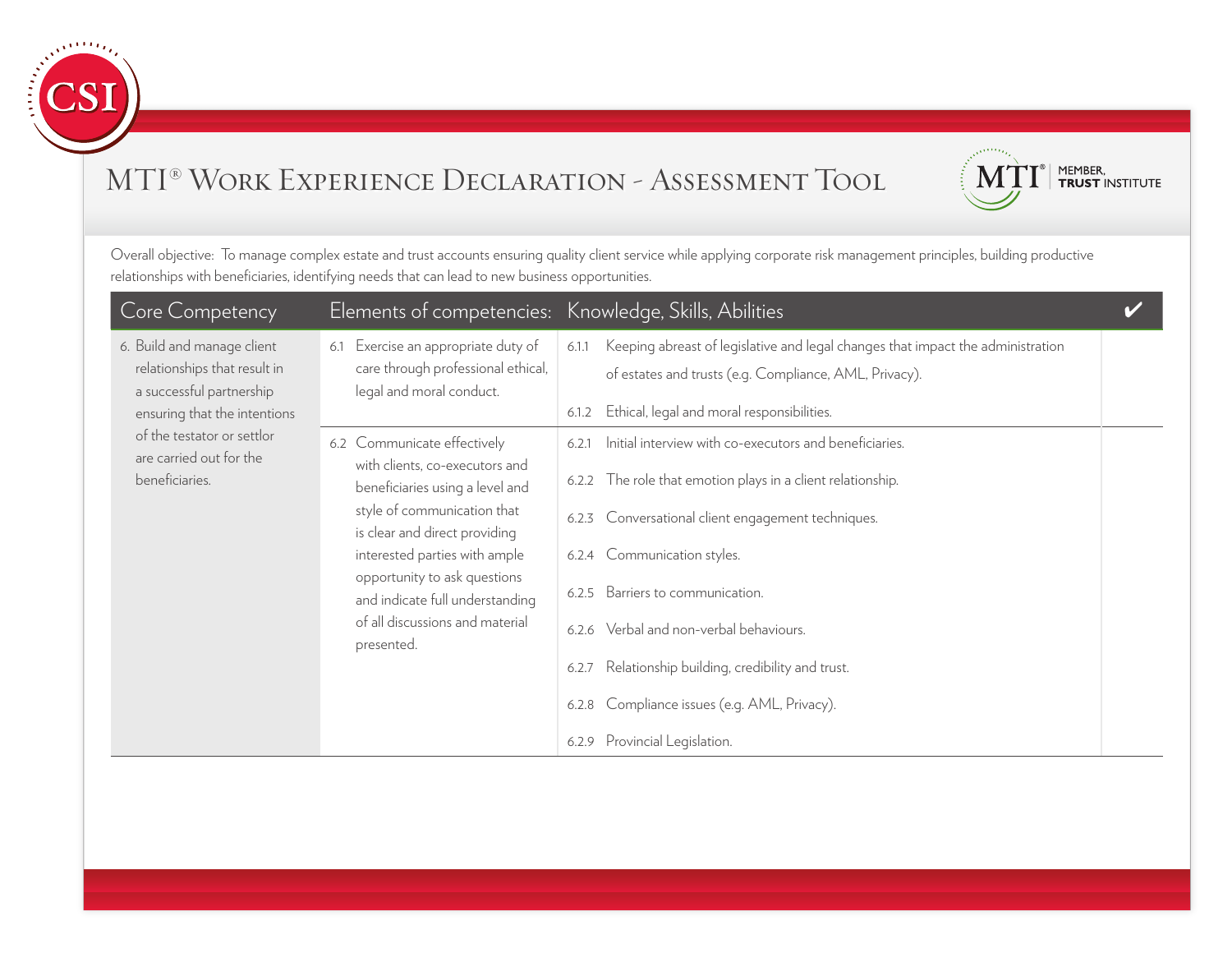# MTI® Work Experience Declaration - Assessment Tool

Overall objective: To manage complex estate and trust accounts ensuring quality client service while applying corporate risk management principles, building productive relationships with beneficiaries, identifying needs that can lead to new business opportunities.

| Core Competency | Elements of competencies: | Knowledge, Skills, Abilities | ✔ |
|---|---|---|---|
| 6. Build and manage client relationships that result in a successful partnership ensuring that the intentions of the testator or settlor are carried out for the beneficiaries. | 6.1 Exercise an appropriate duty of care through professional ethical, legal and moral conduct. | 6.1.1 Keeping abreast of legislative and legal changes that impact the administration of estates and trusts (e.g. Compliance, AML, Privacy). | |
| | | 6.1.2 Ethical, legal and moral responsibilities. | |
| | 6.2 Communicate effectively with clients, co-executors and beneficiaries using a level and style of communication that is clear and direct providing interested parties with ample opportunity to ask questions and indicate full understanding of all discussions and material presented. | 6.2.1 Initial interview with co-executors and beneficiaries. | |
| | | 6.2.2 The role that emotion plays in a client relationship. | |
| | | 6.2.3 Conversational client engagement techniques. | |
| | | 6.2.4 Communication styles. | |
| | | 6.2.5 Barriers to communication. | |
| | | 6.2.6 Verbal and non-verbal behaviours. | |
| | | 6.2.7 Relationship building, credibility and trust. | |
| | | 6.2.8 Compliance issues (e.g. AML, Privacy). | |
| | | 6.2.9 Provincial Legislation. | |